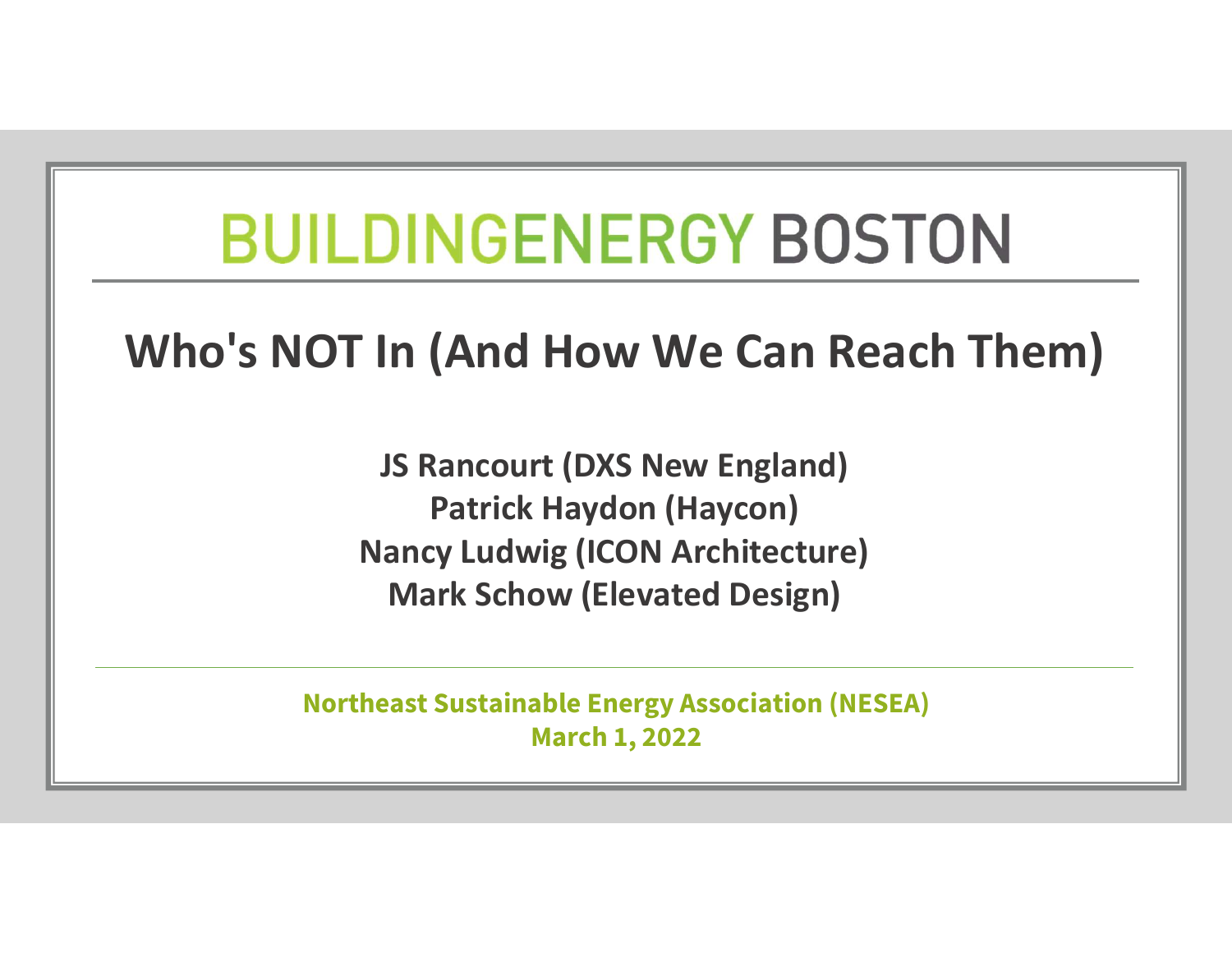# BUILDINGENERGY BOSTON

## Who's NOT In (And How We Can Reach Them)

**JS Rancourt (DXS New England)**
**Patrick Haydon (Haycon)**
**Nancy Ludwig (ICON Architecture)**
**Mark Schow (Elevated Design)**

**Northeast Sustainable Energy Association (NESEA)**
**March 1, 2022**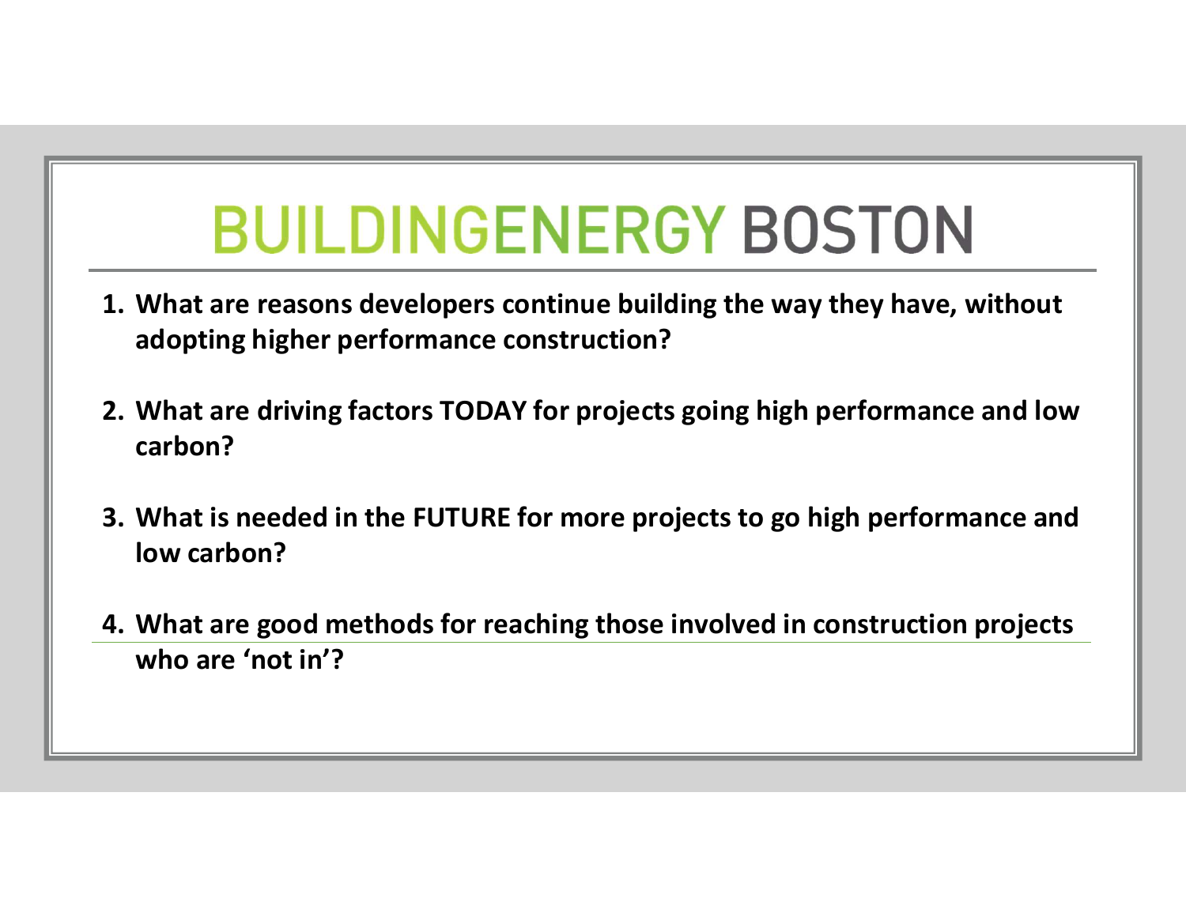# BUILDINGENERGY BOSTON

1. **What are reasons developers continue building the way they have, without adopting higher performance construction?**

2. **What are driving factors TODAY for projects going high performance and low carbon?**

3. **What is needed in the FUTURE for more projects to go high performance and low carbon?**

4. **What are good methods for reaching those involved in construction projects who are 'not in'?**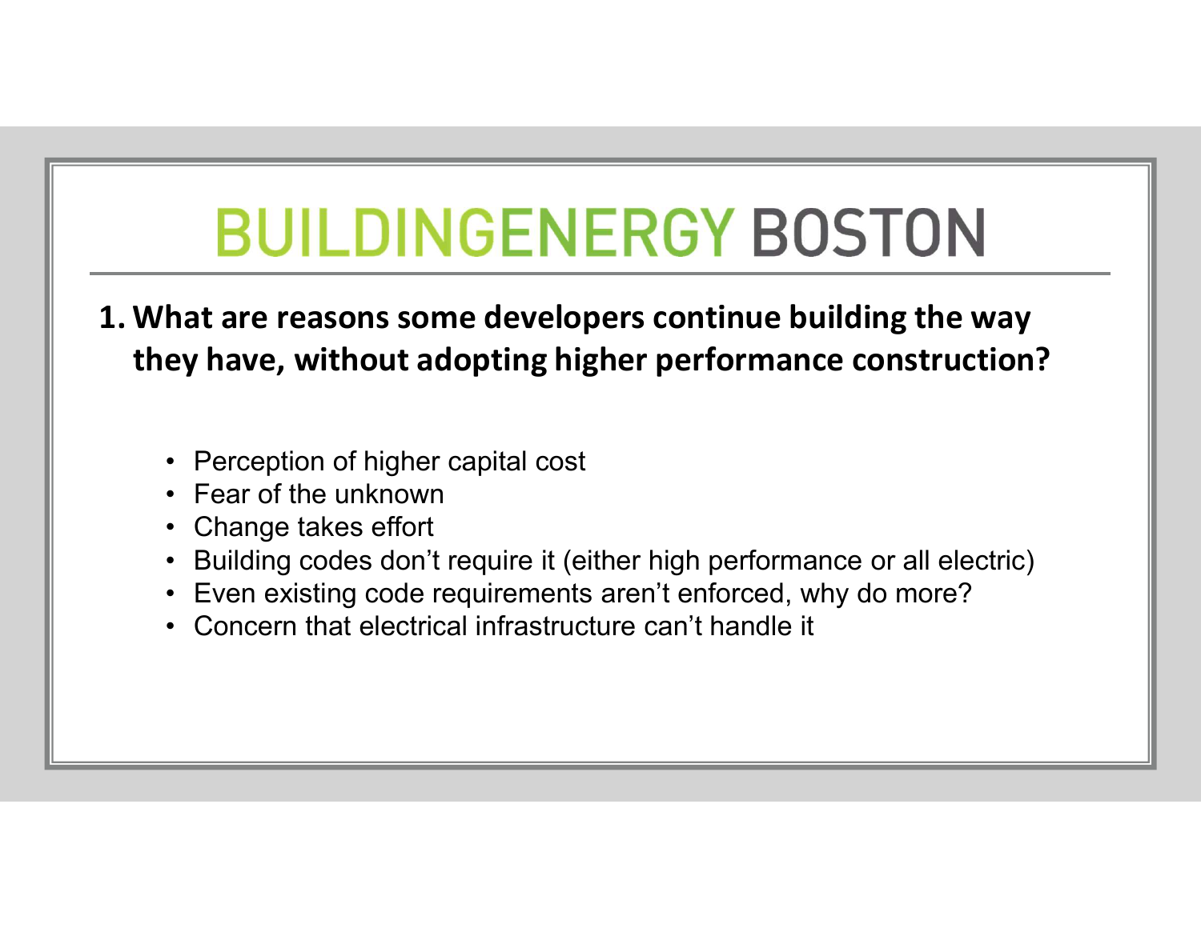# BUILDINGENERGY BOSTON

## 1. What are reasons some developers continue building the way they have, without adopting higher performance construction?

- Perception of higher capital cost
- Fear of the unknown
- Change takes effort
- Building codes don't require it (either high performance or all electric)
- Even existing code requirements aren't enforced, why do more?
- Concern that electrical infrastructure can't handle it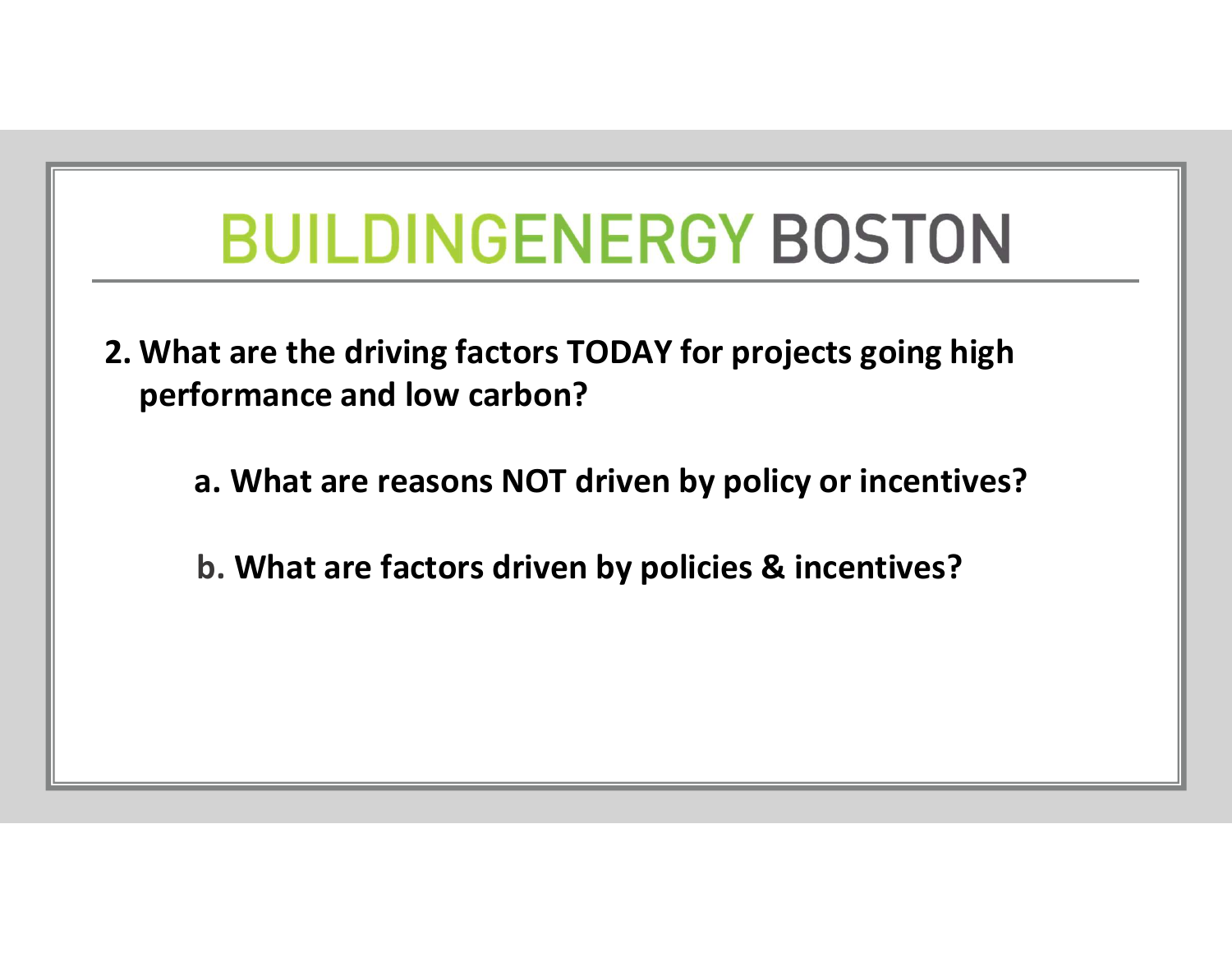# BUILDINGENERGY BOSTON

2. What are the driving factors TODAY for projects going high performance and low carbon?

   a. What are reasons NOT driven by policy or incentives?

   b. What are factors driven by policies & incentives?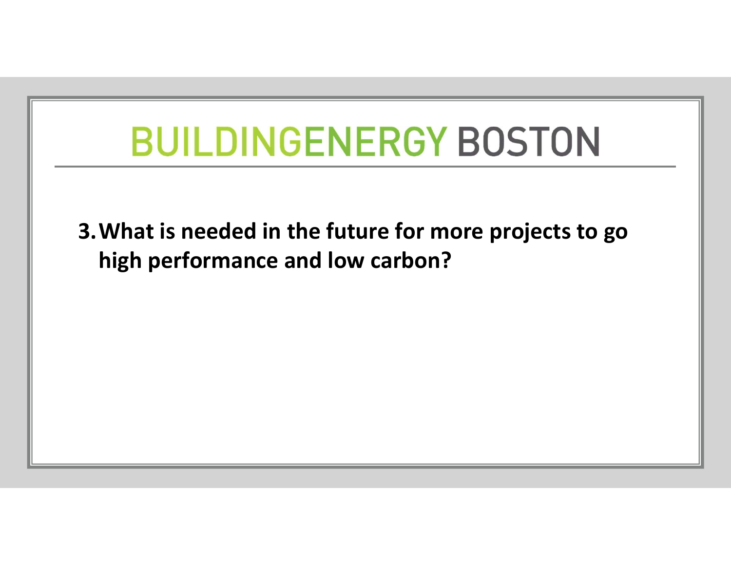# BUILDINGENERGY BOSTON

3. **What is needed in the future for more projects to go high performance and low carbon?**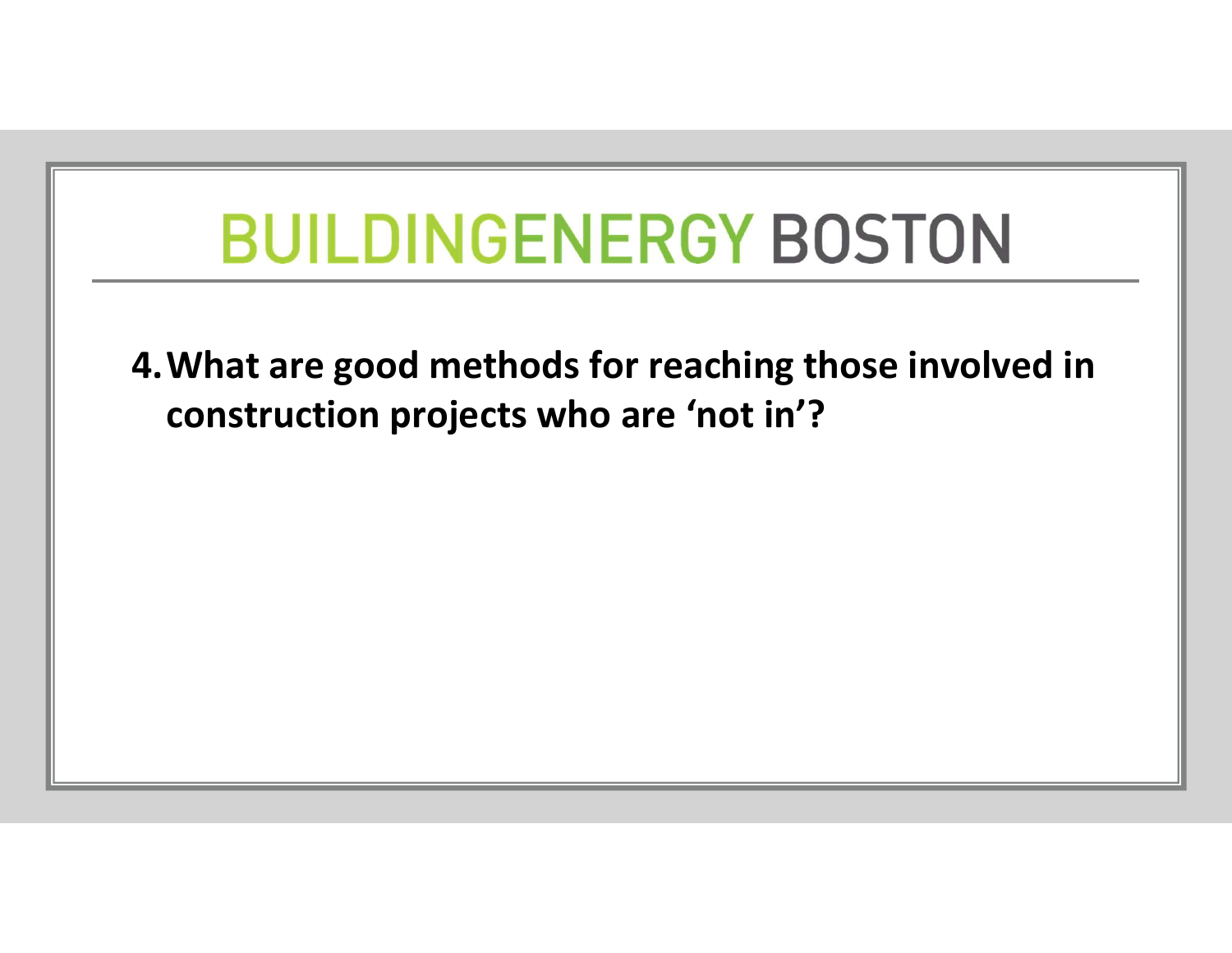# BUILDINGENERGY BOSTON

4. **What are good methods for reaching those involved in construction projects who are 'not in'?**